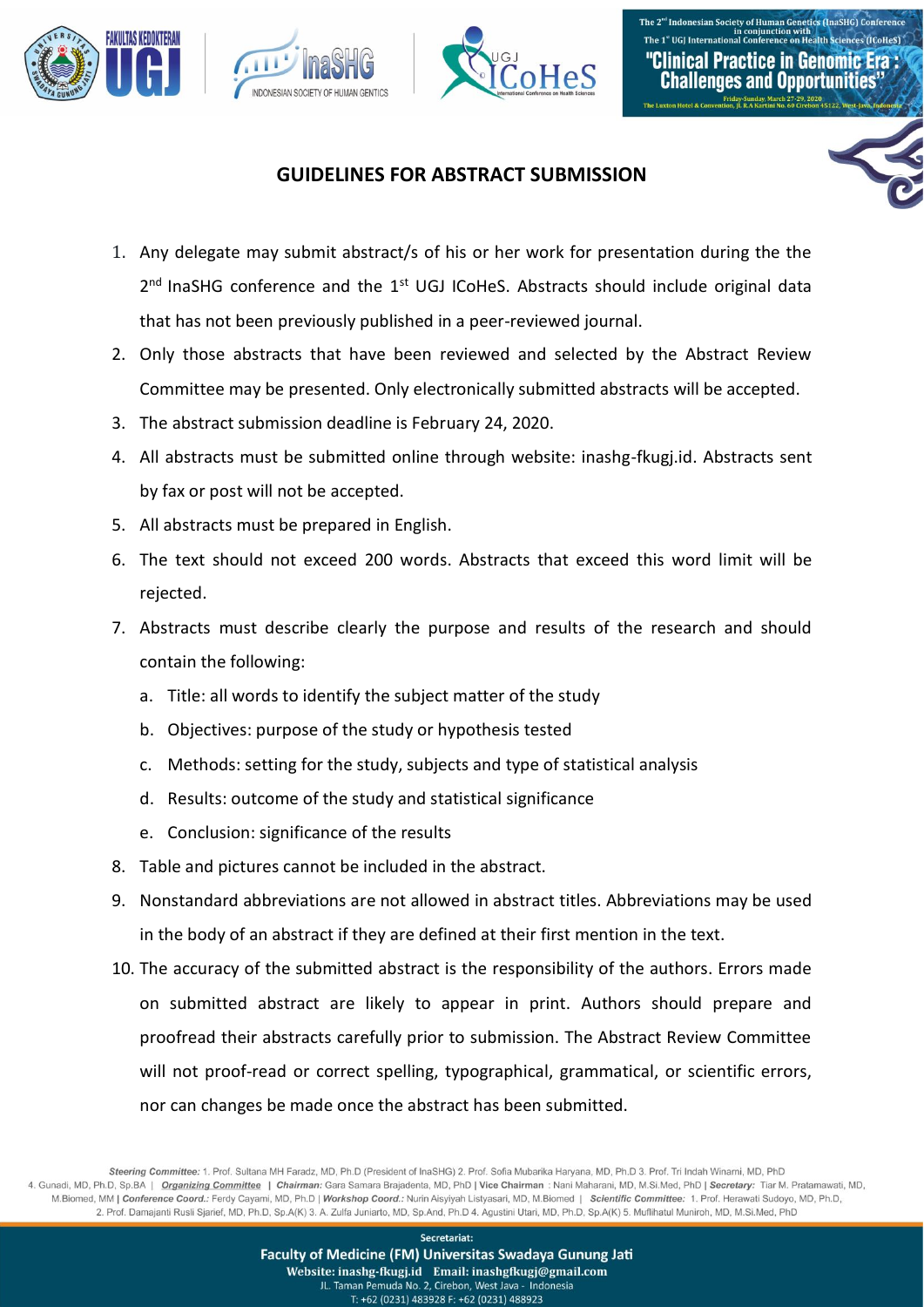# GUIDELINES FOR ABSTRACT SUBMISSION

1. Any delegate may submit abstract/s of his or her work for presentation during the the 2nd InaSHG conference and the 1st UGJ ICoHeS. Abstracts should include original data that has not been previously published in a peer-reviewed journal.
2. Only those abstracts that have been reviewed and selected by the Abstract Review Committee may be presented. Only electronically submitted abstracts will be accepted.
3. The abstract submission deadline is February 24, 2020.
4. All abstracts must be submitted online through website: inashg-fkugj.id. Abstracts sent by fax or post will not be accepted.
5. All abstracts must be prepared in English.
6. The text should not exceed 200 words. Abstracts that exceed this word limit will be rejected.
7. Abstracts must describe clearly the purpose and results of the research and should contain the following:
   a. Title: all words to identify the subject matter of the study
   b. Objectives: purpose of the study or hypothesis tested
   c. Methods: setting for the study, subjects and type of statistical analysis
   d. Results: outcome of the study and statistical significance
   e. Conclusion: significance of the results
8. Table and pictures cannot be included in the abstract.
9. Nonstandard abbreviations are not allowed in abstract titles. Abbreviations may be used in the body of an abstract if they are defined at their first mention in the text.
10. The accuracy of the submitted abstract is the responsibility of the authors. Errors made on submitted abstract are likely to appear in print. Authors should prepare and proofread their abstracts carefully prior to submission. The Abstract Review Committee will not proof-read or correct spelling, typographical, grammatical, or scientific errors, nor can changes be made once the abstract has been submitted.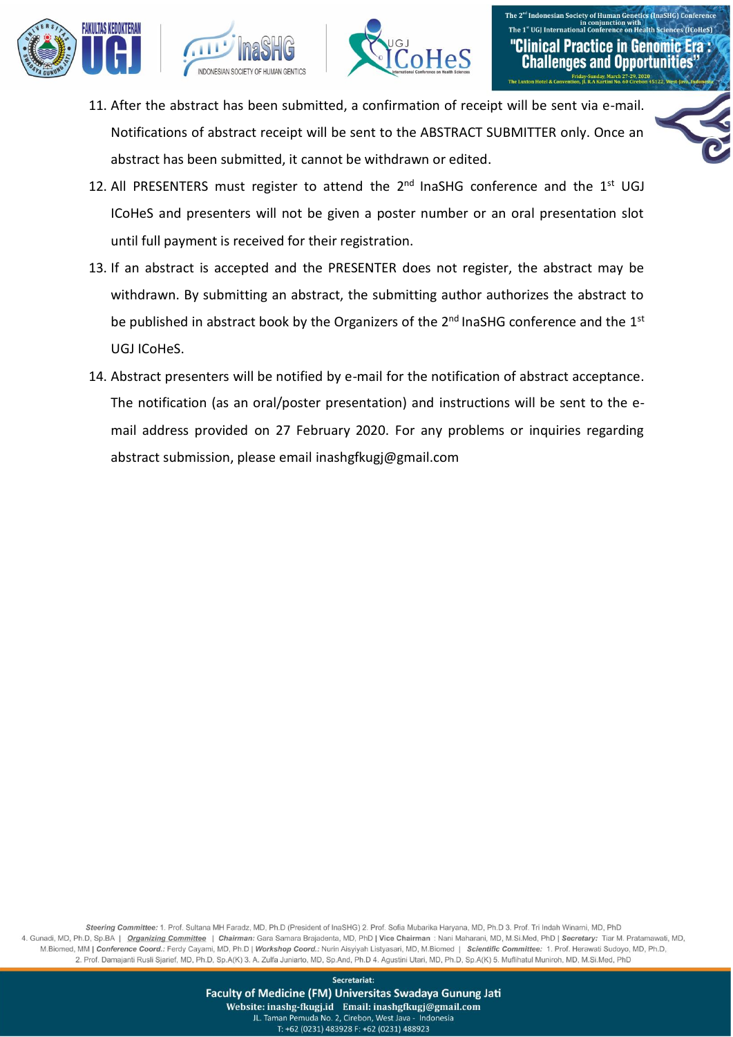11. After the abstract has been submitted, a confirmation of receipt will be sent via e-mail. Notifications of abstract receipt will be sent to the ABSTRACT SUBMITTER only. Once an abstract has been submitted, it cannot be withdrawn or edited.
12. All PRESENTERS must register to attend the 2nd InaSHG conference and the 1st UGJ ICoHeS and presenters will not be given a poster number or an oral presentation slot until full payment is received for their registration.
13. If an abstract is accepted and the PRESENTER does not register, the abstract may be withdrawn. By submitting an abstract, the submitting author authorizes the abstract to be published in abstract book by the Organizers of the 2nd InaSHG conference and the 1st UGJ ICoHeS.
14. Abstract presenters will be notified by e-mail for the notification of abstract acceptance. The notification (as an oral/poster presentation) and instructions will be sent to the e-mail address provided on 27 February 2020. For any problems or inquiries regarding abstract submission, please email inashgfkugj@gmail.com